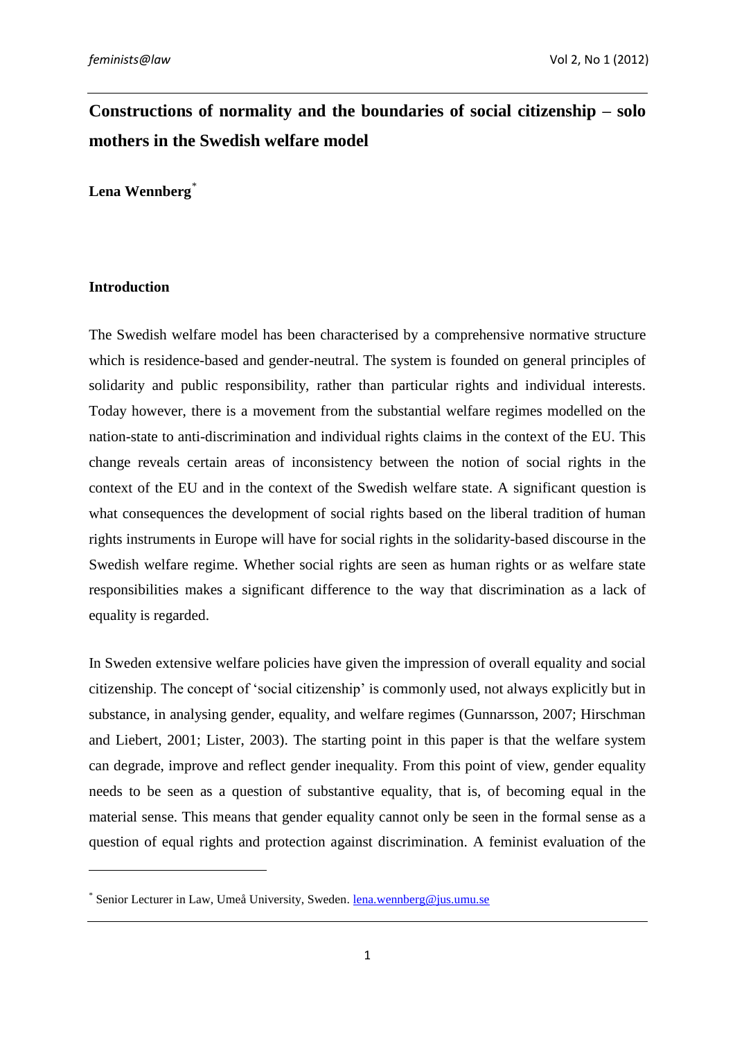# Constructions of normality and the boundaries of social citizenship – solo mothers in the Swedish welfare model

**Lena Wennberg**[*]

## Introduction

The Swedish welfare model has been characterised by a comprehensive normative structure which is residence-based and gender-neutral. The system is founded on general principles of solidarity and public responsibility, rather than particular rights and individual interests. Today however, there is a movement from the substantial welfare regimes modelled on the nation-state to anti-discrimination and individual rights claims in the context of the EU. This change reveals certain areas of inconsistency between the notion of social rights in the context of the EU and in the context of the Swedish welfare state. A significant question is what consequences the development of social rights based on the liberal tradition of human rights instruments in Europe will have for social rights in the solidarity-based discourse in the Swedish welfare regime. Whether social rights are seen as human rights or as welfare state responsibilities makes a significant difference to the way that discrimination as a lack of equality is regarded.

In Sweden extensive welfare policies have given the impression of overall equality and social citizenship. The concept of 'social citizenship' is commonly used, not always explicitly but in substance, in analysing gender, equality, and welfare regimes (Gunnarsson, 2007; Hirschman and Liebert, 2001; Lister, 2003). The starting point in this paper is that the welfare system can degrade, improve and reflect gender inequality. From this point of view, gender equality needs to be seen as a question of substantive equality, that is, of becoming equal in the material sense. This means that gender equality cannot only be seen in the formal sense as a question of equal rights and protection against discrimination. A feminist evaluation of the

---

[*] Senior Lecturer in Law, Umeå University, Sweden. lena.wennberg@jus.umu.se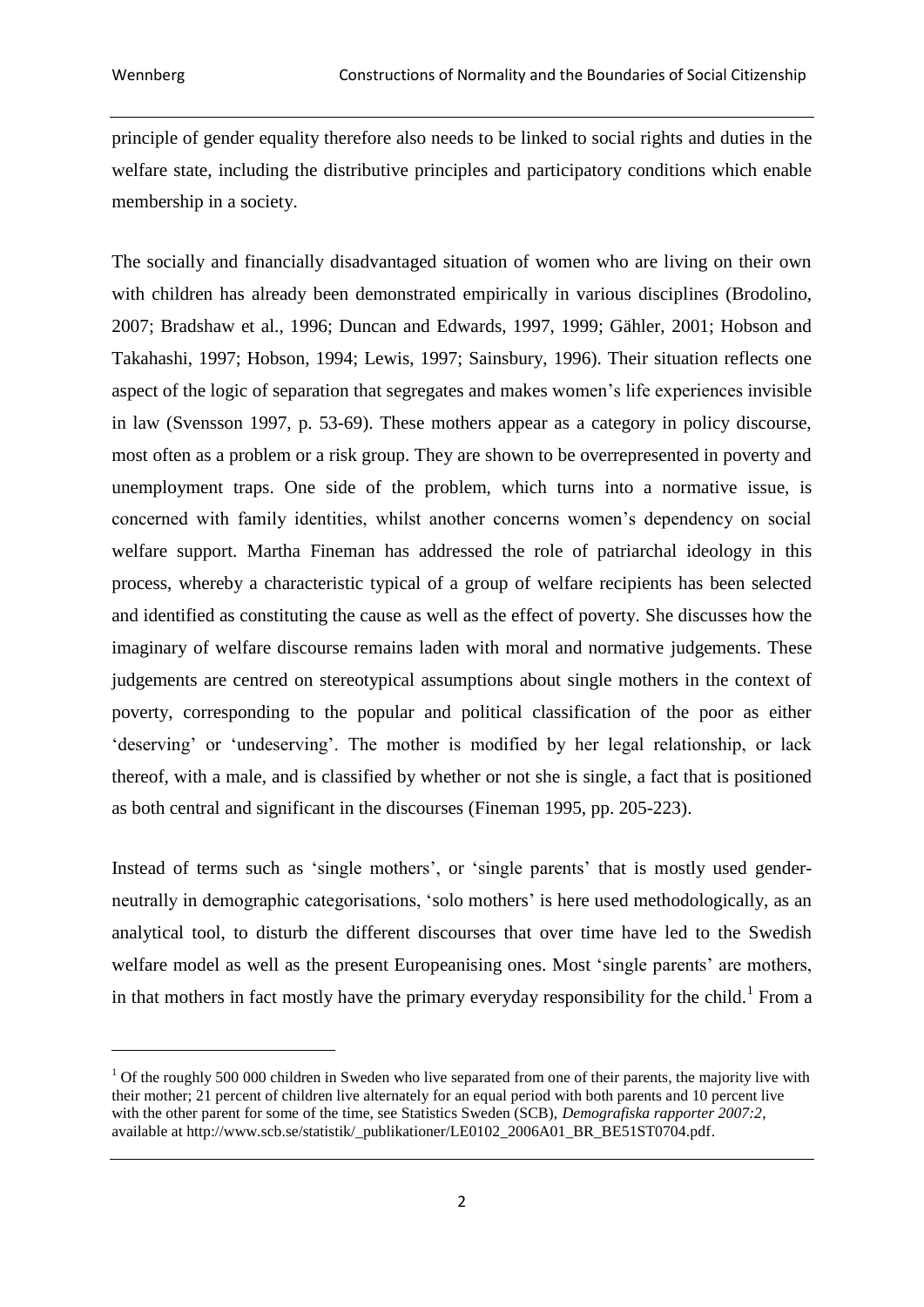principle of gender equality therefore also needs to be linked to social rights and duties in the welfare state, including the distributive principles and participatory conditions which enable membership in a society.

The socially and financially disadvantaged situation of women who are living on their own with children has already been demonstrated empirically in various disciplines (Brodolino, 2007; Bradshaw et al., 1996; Duncan and Edwards, 1997, 1999; Gähler, 2001; Hobson and Takahashi, 1997; Hobson, 1994; Lewis, 1997; Sainsbury, 1996). Their situation reflects one aspect of the logic of separation that segregates and makes women's life experiences invisible in law (Svensson 1997, p. 53-69). These mothers appear as a category in policy discourse, most often as a problem or a risk group. They are shown to be overrepresented in poverty and unemployment traps. One side of the problem, which turns into a normative issue, is concerned with family identities, whilst another concerns women's dependency on social welfare support. Martha Fineman has addressed the role of patriarchal ideology in this process, whereby a characteristic typical of a group of welfare recipients has been selected and identified as constituting the cause as well as the effect of poverty. She discusses how the imaginary of welfare discourse remains laden with moral and normative judgements. These judgements are centred on stereotypical assumptions about single mothers in the context of poverty, corresponding to the popular and political classification of the poor as either 'deserving' or 'undeserving'. The mother is modified by her legal relationship, or lack thereof, with a male, and is classified by whether or not she is single, a fact that is positioned as both central and significant in the discourses (Fineman 1995, pp. 205-223).

Instead of terms such as 'single mothers', or 'single parents' that is mostly used gender-neutrally in demographic categorisations, 'solo mothers' is here used methodologically, as an analytical tool, to disturb the different discourses that over time have led to the Swedish welfare model as well as the present Europeanising ones. Most 'single parents' are mothers, in that mothers in fact mostly have the primary everyday responsibility for the child.[1] From a

[1] Of the roughly 500 000 children in Sweden who live separated from one of their parents, the majority live with their mother; 21 percent of children live alternately for an equal period with both parents and 10 percent live with the other parent for some of the time, see Statistics Sweden (SCB), *Demografiska rapporter 2007:2*, available at http://www.scb.se/statistik/_publikationer/LE0102_2006A01_BR_BE51ST0704.pdf.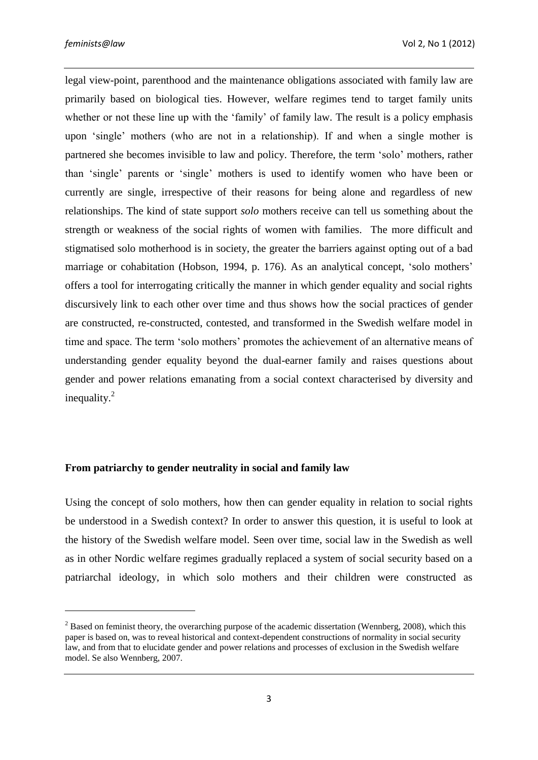legal view-point, parenthood and the maintenance obligations associated with family law are primarily based on biological ties. However, welfare regimes tend to target family units whether or not these line up with the 'family' of family law. The result is a policy emphasis upon 'single' mothers (who are not in a relationship). If and when a single mother is partnered she becomes invisible to law and policy. Therefore, the term 'solo' mothers, rather than 'single' parents or 'single' mothers is used to identify women who have been or currently are single, irrespective of their reasons for being alone and regardless of new relationships. The kind of state support *solo* mothers receive can tell us something about the strength or weakness of the social rights of women with families. The more difficult and stigmatised solo motherhood is in society, the greater the barriers against opting out of a bad marriage or cohabitation (Hobson, 1994, p. 176). As an analytical concept, 'solo mothers' offers a tool for interrogating critically the manner in which gender equality and social rights discursively link to each other over time and thus shows how the social practices of gender are constructed, re-constructed, contested, and transformed in the Swedish welfare model in time and space. The term 'solo mothers' promotes the achievement of an alternative means of understanding gender equality beyond the dual-earner family and raises questions about gender and power relations emanating from a social context characterised by diversity and inequality.[2]

## From patriarchy to gender neutrality in social and family law

Using the concept of solo mothers, how then can gender equality in relation to social rights be understood in a Swedish context? In order to answer this question, it is useful to look at the history of the Swedish welfare model. Seen over time, social law in the Swedish as well as in other Nordic welfare regimes gradually replaced a system of social security based on a patriarchal ideology, in which solo mothers and their children were constructed as

[2] Based on feminist theory, the overarching purpose of the academic dissertation (Wennberg, 2008), which this paper is based on, was to reveal historical and context-dependent constructions of normality in social security law, and from that to elucidate gender and power relations and processes of exclusion in the Swedish welfare model. Se also Wennberg, 2007.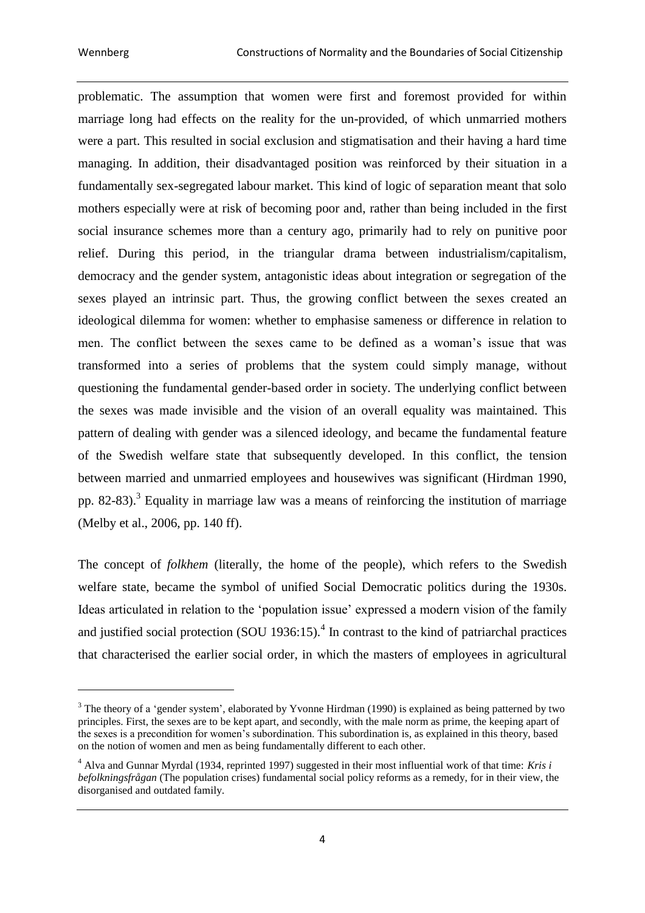problematic. The assumption that women were first and foremost provided for within marriage long had effects on the reality for the un-provided, of which unmarried mothers were a part. This resulted in social exclusion and stigmatisation and their having a hard time managing. In addition, their disadvantaged position was reinforced by their situation in a fundamentally sex-segregated labour market. This kind of logic of separation meant that solo mothers especially were at risk of becoming poor and, rather than being included in the first social insurance schemes more than a century ago, primarily had to rely on punitive poor relief. During this period, in the triangular drama between industrialism/capitalism, democracy and the gender system, antagonistic ideas about integration or segregation of the sexes played an intrinsic part. Thus, the growing conflict between the sexes created an ideological dilemma for women: whether to emphasise sameness or difference in relation to men. The conflict between the sexes came to be defined as a woman's issue that was transformed into a series of problems that the system could simply manage, without questioning the fundamental gender-based order in society. The underlying conflict between the sexes was made invisible and the vision of an overall equality was maintained. This pattern of dealing with gender was a silenced ideology, and became the fundamental feature of the Swedish welfare state that subsequently developed. In this conflict, the tension between married and unmarried employees and housewives was significant (Hirdman 1990, pp. 82-83).[3] Equality in marriage law was a means of reinforcing the institution of marriage (Melby et al., 2006, pp. 140 ff).

The concept of *folkhem* (literally, the home of the people), which refers to the Swedish welfare state, became the symbol of unified Social Democratic politics during the 1930s. Ideas articulated in relation to the 'population issue' expressed a modern vision of the family and justified social protection (SOU 1936:15).[4] In contrast to the kind of patriarchal practices that characterised the earlier social order, in which the masters of employees in agricultural

---

[3] The theory of a 'gender system', elaborated by Yvonne Hirdman (1990) is explained as being patterned by two principles. First, the sexes are to be kept apart, and secondly, with the male norm as prime, the keeping apart of the sexes is a precondition for women's subordination. This subordination is, as explained in this theory, based on the notion of women and men as being fundamentally different to each other.

[4] Alva and Gunnar Myrdal (1934, reprinted 1997) suggested in their most influential work of that time: *Kris i befolkningsfrågan* (The population crises) fundamental social policy reforms as a remedy, for in their view, the disorganised and outdated family.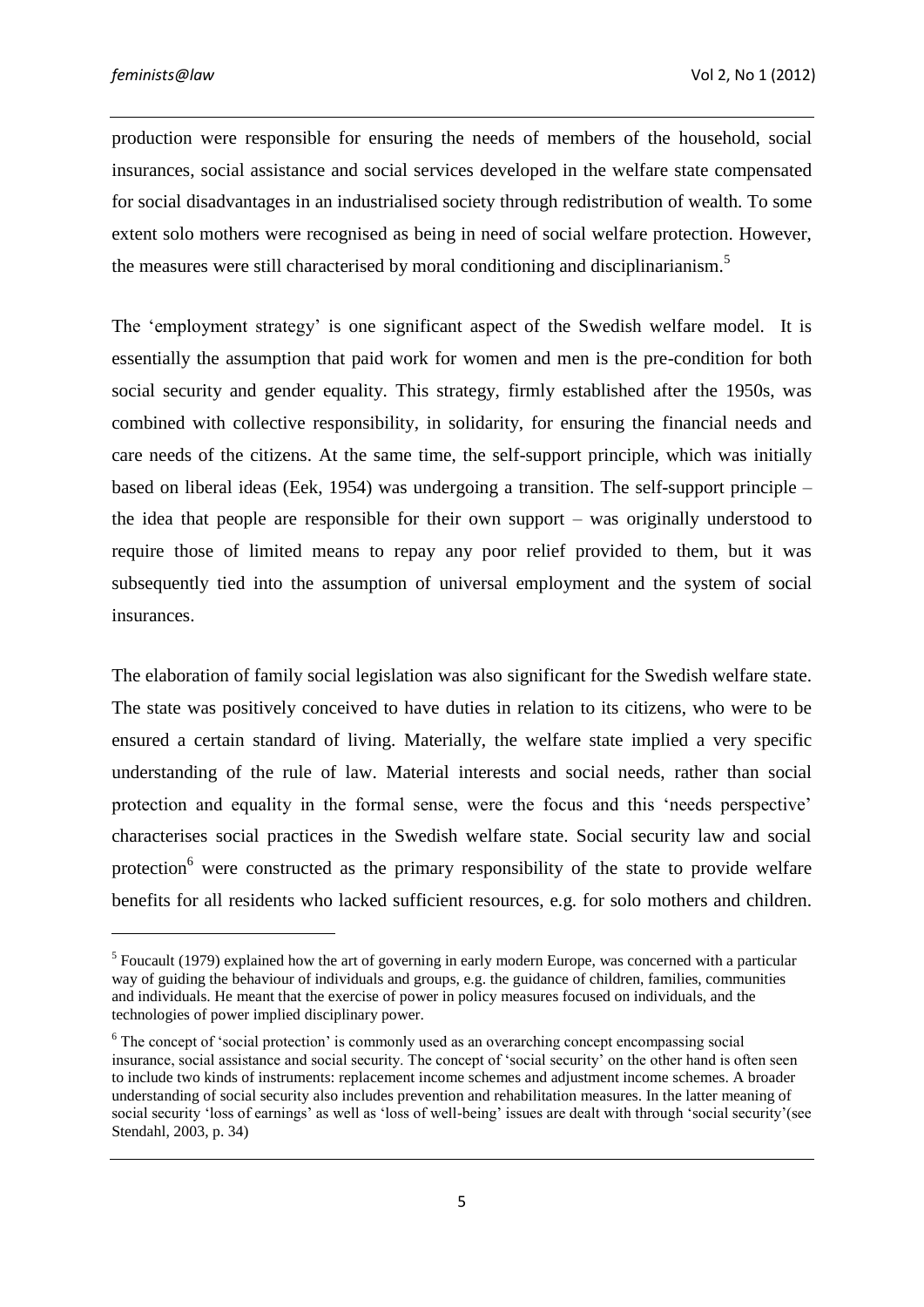production were responsible for ensuring the needs of members of the household, social insurances, social assistance and social services developed in the welfare state compensated for social disadvantages in an industrialised society through redistribution of wealth. To some extent solo mothers were recognised as being in need of social welfare protection. However, the measures were still characterised by moral conditioning and disciplinarianism.[5]

The 'employment strategy' is one significant aspect of the Swedish welfare model. It is essentially the assumption that paid work for women and men is the pre-condition for both social security and gender equality. This strategy, firmly established after the 1950s, was combined with collective responsibility, in solidarity, for ensuring the financial needs and care needs of the citizens. At the same time, the self-support principle, which was initially based on liberal ideas (Eek, 1954) was undergoing a transition. The self-support principle – the idea that people are responsible for their own support – was originally understood to require those of limited means to repay any poor relief provided to them, but it was subsequently tied into the assumption of universal employment and the system of social insurances.

The elaboration of family social legislation was also significant for the Swedish welfare state. The state was positively conceived to have duties in relation to its citizens, who were to be ensured a certain standard of living. Materially, the welfare state implied a very specific understanding of the rule of law. Material interests and social needs, rather than social protection and equality in the formal sense, were the focus and this 'needs perspective' characterises social practices in the Swedish welfare state. Social security law and social protection[6] were constructed as the primary responsibility of the state to provide welfare benefits for all residents who lacked sufficient resources, e.g. for solo mothers and children.

---

[5] Foucault (1979) explained how the art of governing in early modern Europe, was concerned with a particular way of guiding the behaviour of individuals and groups, e.g. the guidance of children, families, communities and individuals. He meant that the exercise of power in policy measures focused on individuals, and the technologies of power implied disciplinary power.

[6] The concept of 'social protection' is commonly used as an overarching concept encompassing social insurance, social assistance and social security. The concept of 'social security' on the other hand is often seen to include two kinds of instruments: replacement income schemes and adjustment income schemes. A broader understanding of social security also includes prevention and rehabilitation measures. In the latter meaning of social security 'loss of earnings' as well as 'loss of well-being' issues are dealt with through 'social security'(see Stendahl, 2003, p. 34)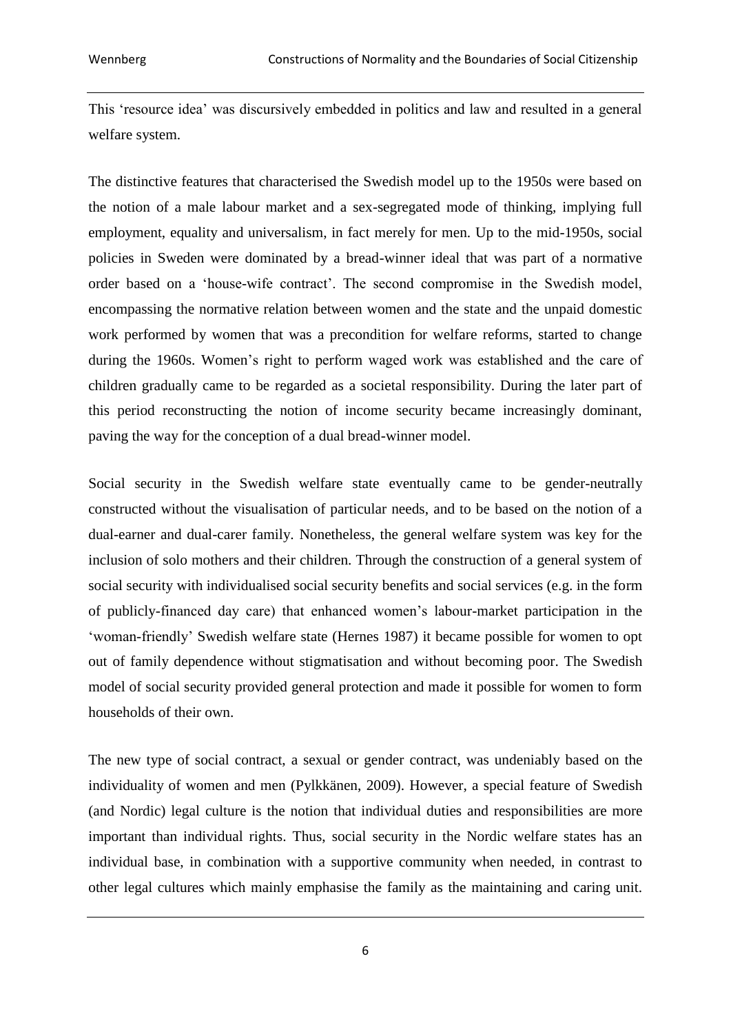This 'resource idea' was discursively embedded in politics and law and resulted in a general welfare system.

The distinctive features that characterised the Swedish model up to the 1950s were based on the notion of a male labour market and a sex-segregated mode of thinking, implying full employment, equality and universalism, in fact merely for men. Up to the mid-1950s, social policies in Sweden were dominated by a bread-winner ideal that was part of a normative order based on a 'house-wife contract'. The second compromise in the Swedish model, encompassing the normative relation between women and the state and the unpaid domestic work performed by women that was a precondition for welfare reforms, started to change during the 1960s. Women's right to perform waged work was established and the care of children gradually came to be regarded as a societal responsibility. During the later part of this period reconstructing the notion of income security became increasingly dominant, paving the way for the conception of a dual bread-winner model.

Social security in the Swedish welfare state eventually came to be gender-neutrally constructed without the visualisation of particular needs, and to be based on the notion of a dual-earner and dual-carer family. Nonetheless, the general welfare system was key for the inclusion of solo mothers and their children. Through the construction of a general system of social security with individualised social security benefits and social services (e.g. in the form of publicly-financed day care) that enhanced women's labour-market participation in the 'woman-friendly' Swedish welfare state (Hernes 1987) it became possible for women to opt out of family dependence without stigmatisation and without becoming poor. The Swedish model of social security provided general protection and made it possible for women to form households of their own.

The new type of social contract, a sexual or gender contract, was undeniably based on the individuality of women and men (Pylkkänen, 2009). However, a special feature of Swedish (and Nordic) legal culture is the notion that individual duties and responsibilities are more important than individual rights. Thus, social security in the Nordic welfare states has an individual base, in combination with a supportive community when needed, in contrast to other legal cultures which mainly emphasise the family as the maintaining and caring unit.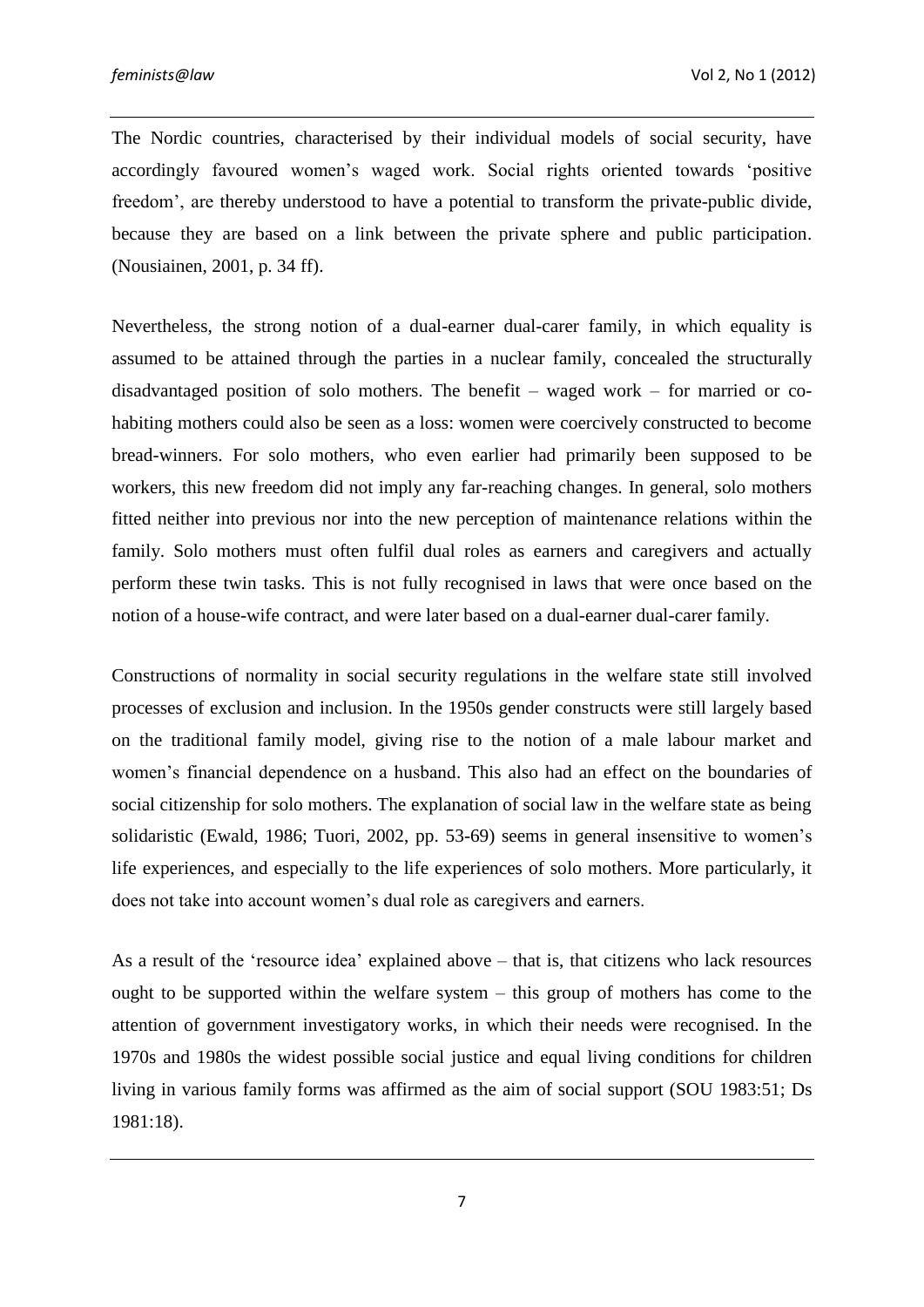The Nordic countries, characterised by their individual models of social security, have accordingly favoured women's waged work. Social rights oriented towards 'positive freedom', are thereby understood to have a potential to transform the private-public divide, because they are based on a link between the private sphere and public participation. (Nousiainen, 2001, p. 34 ff).

Nevertheless, the strong notion of a dual-earner dual-carer family, in which equality is assumed to be attained through the parties in a nuclear family, concealed the structurally disadvantaged position of solo mothers. The benefit – waged work – for married or co-habiting mothers could also be seen as a loss: women were coercively constructed to become bread-winners. For solo mothers, who even earlier had primarily been supposed to be workers, this new freedom did not imply any far-reaching changes. In general, solo mothers fitted neither into previous nor into the new perception of maintenance relations within the family. Solo mothers must often fulfil dual roles as earners and caregivers and actually perform these twin tasks. This is not fully recognised in laws that were once based on the notion of a house-wife contract, and were later based on a dual-earner dual-carer family.

Constructions of normality in social security regulations in the welfare state still involved processes of exclusion and inclusion. In the 1950s gender constructs were still largely based on the traditional family model, giving rise to the notion of a male labour market and women's financial dependence on a husband. This also had an effect on the boundaries of social citizenship for solo mothers. The explanation of social law in the welfare state as being solidaristic (Ewald, 1986; Tuori, 2002, pp. 53-69) seems in general insensitive to women's life experiences, and especially to the life experiences of solo mothers. More particularly, it does not take into account women's dual role as caregivers and earners.

As a result of the 'resource idea' explained above – that is, that citizens who lack resources ought to be supported within the welfare system – this group of mothers has come to the attention of government investigatory works, in which their needs were recognised. In the 1970s and 1980s the widest possible social justice and equal living conditions for children living in various family forms was affirmed as the aim of social support (SOU 1983:51; Ds 1981:18).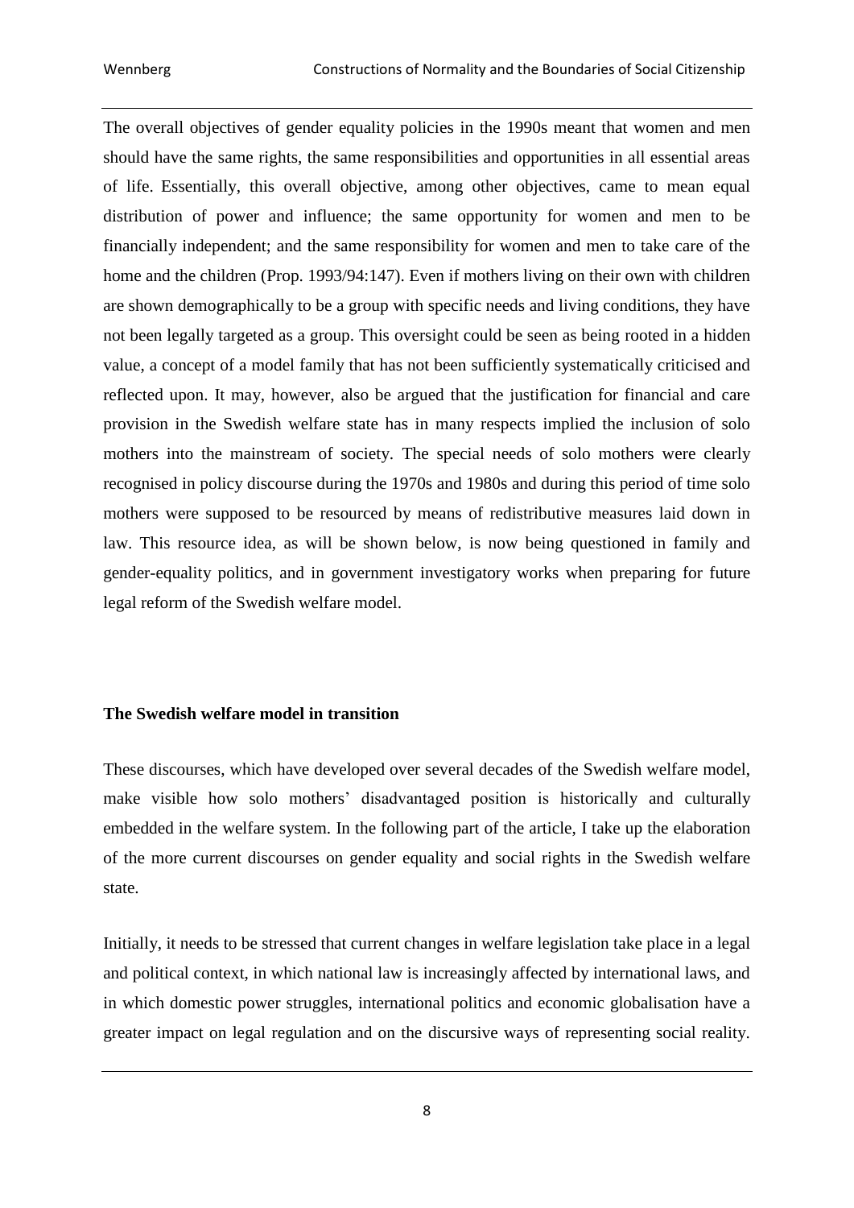The overall objectives of gender equality policies in the 1990s meant that women and men should have the same rights, the same responsibilities and opportunities in all essential areas of life. Essentially, this overall objective, among other objectives, came to mean equal distribution of power and influence; the same opportunity for women and men to be financially independent; and the same responsibility for women and men to take care of the home and the children (Prop. 1993/94:147). Even if mothers living on their own with children are shown demographically to be a group with specific needs and living conditions, they have not been legally targeted as a group. This oversight could be seen as being rooted in a hidden value, a concept of a model family that has not been sufficiently systematically criticised and reflected upon. It may, however, also be argued that the justification for financial and care provision in the Swedish welfare state has in many respects implied the inclusion of solo mothers into the mainstream of society. The special needs of solo mothers were clearly recognised in policy discourse during the 1970s and 1980s and during this period of time solo mothers were supposed to be resourced by means of redistributive measures laid down in law. This resource idea, as will be shown below, is now being questioned in family and gender-equality politics, and in government investigatory works when preparing for future legal reform of the Swedish welfare model.

**The Swedish welfare model in transition**

These discourses, which have developed over several decades of the Swedish welfare model, make visible how solo mothers' disadvantaged position is historically and culturally embedded in the welfare system. In the following part of the article, I take up the elaboration of the more current discourses on gender equality and social rights in the Swedish welfare state.

Initially, it needs to be stressed that current changes in welfare legislation take place in a legal and political context, in which national law is increasingly affected by international laws, and in which domestic power struggles, international politics and economic globalisation have a greater impact on legal regulation and on the discursive ways of representing social reality.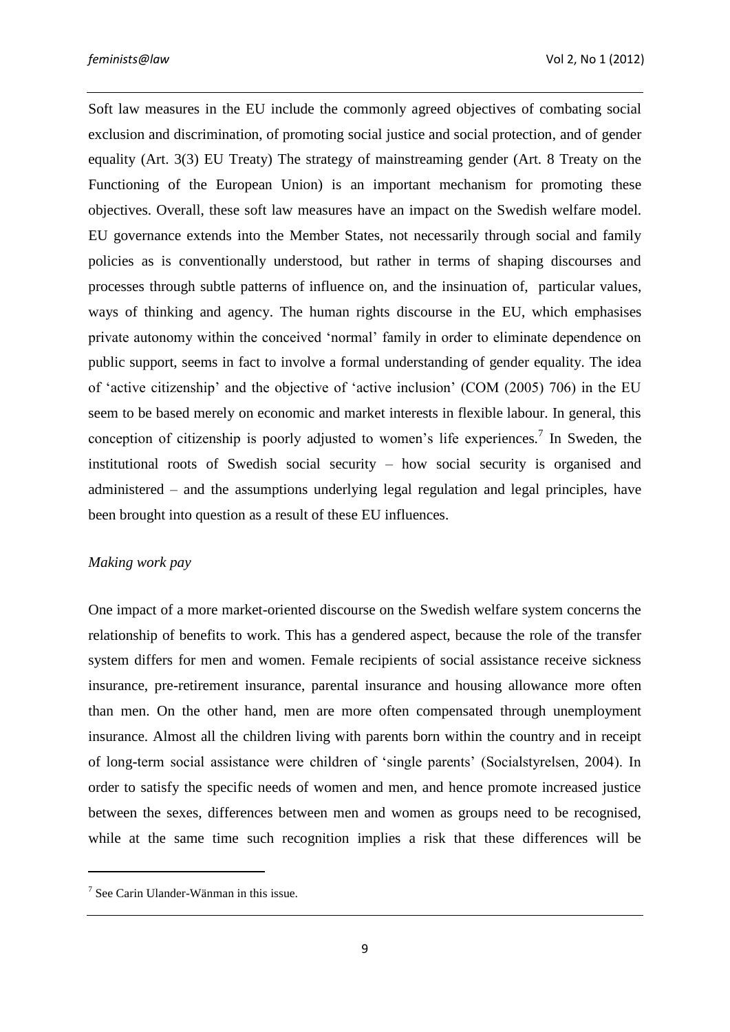Soft law measures in the EU include the commonly agreed objectives of combating social exclusion and discrimination, of promoting social justice and social protection, and of gender equality (Art. 3(3) EU Treaty) The strategy of mainstreaming gender (Art. 8 Treaty on the Functioning of the European Union) is an important mechanism for promoting these objectives. Overall, these soft law measures have an impact on the Swedish welfare model. EU governance extends into the Member States, not necessarily through social and family policies as is conventionally understood, but rather in terms of shaping discourses and processes through subtle patterns of influence on, and the insinuation of, particular values, ways of thinking and agency. The human rights discourse in the EU, which emphasises private autonomy within the conceived 'normal' family in order to eliminate dependence on public support, seems in fact to involve a formal understanding of gender equality. The idea of 'active citizenship' and the objective of 'active inclusion' (COM (2005) 706) in the EU seem to be based merely on economic and market interests in flexible labour. In general, this conception of citizenship is poorly adjusted to women's life experiences.[7] In Sweden, the institutional roots of Swedish social security – how social security is organised and administered – and the assumptions underlying legal regulation and legal principles, have been brought into question as a result of these EU influences.

*Making work pay*

One impact of a more market-oriented discourse on the Swedish welfare system concerns the relationship of benefits to work. This has a gendered aspect, because the role of the transfer system differs for men and women. Female recipients of social assistance receive sickness insurance, pre-retirement insurance, parental insurance and housing allowance more often than men. On the other hand, men are more often compensated through unemployment insurance. Almost all the children living with parents born within the country and in receipt of long-term social assistance were children of 'single parents' (Socialstyrelsen, 2004). In order to satisfy the specific needs of women and men, and hence promote increased justice between the sexes, differences between men and women as groups need to be recognised, while at the same time such recognition implies a risk that these differences will be

[7] See Carin Ulander-Wänman in this issue.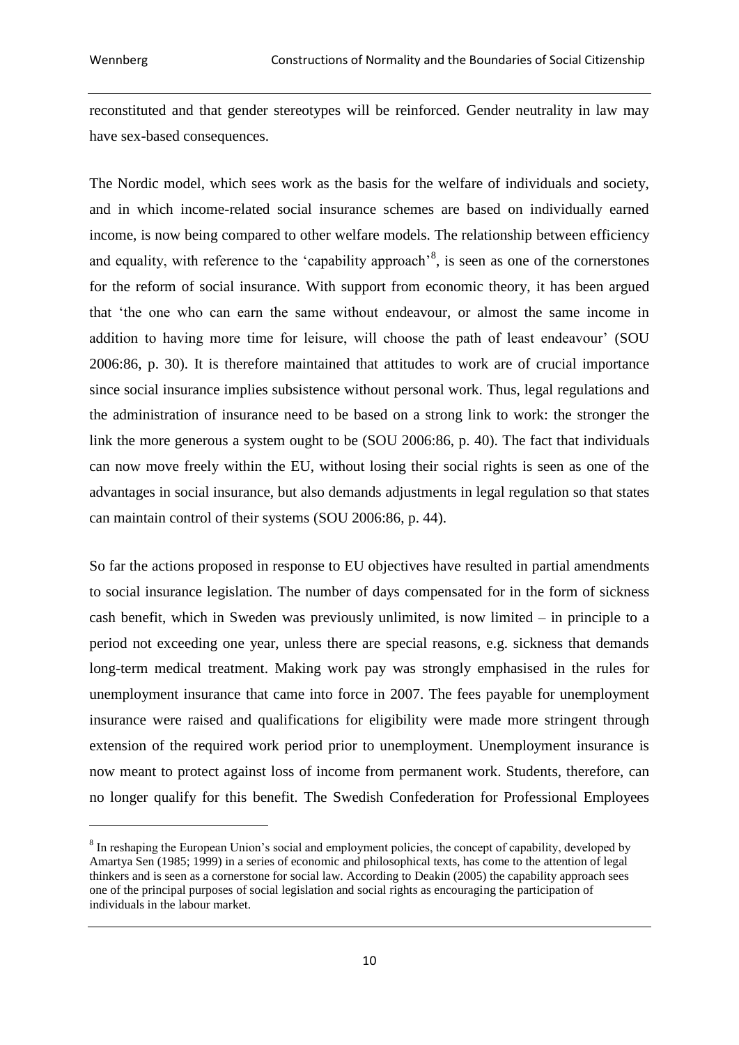reconstituted and that gender stereotypes will be reinforced. Gender neutrality in law may have sex-based consequences.

The Nordic model, which sees work as the basis for the welfare of individuals and society, and in which income-related social insurance schemes are based on individually earned income, is now being compared to other welfare models. The relationship between efficiency and equality, with reference to the 'capability approach'[8], is seen as one of the cornerstones for the reform of social insurance. With support from economic theory, it has been argued that 'the one who can earn the same without endeavour, or almost the same income in addition to having more time for leisure, will choose the path of least endeavour' (SOU 2006:86, p. 30). It is therefore maintained that attitudes to work are of crucial importance since social insurance implies subsistence without personal work. Thus, legal regulations and the administration of insurance need to be based on a strong link to work: the stronger the link the more generous a system ought to be (SOU 2006:86, p. 40). The fact that individuals can now move freely within the EU, without losing their social rights is seen as one of the advantages in social insurance, but also demands adjustments in legal regulation so that states can maintain control of their systems (SOU 2006:86, p. 44).

So far the actions proposed in response to EU objectives have resulted in partial amendments to social insurance legislation. The number of days compensated for in the form of sickness cash benefit, which in Sweden was previously unlimited, is now limited – in principle to a period not exceeding one year, unless there are special reasons, e.g. sickness that demands long-term medical treatment. Making work pay was strongly emphasised in the rules for unemployment insurance that came into force in 2007. The fees payable for unemployment insurance were raised and qualifications for eligibility were made more stringent through extension of the required work period prior to unemployment. Unemployment insurance is now meant to protect against loss of income from permanent work. Students, therefore, can no longer qualify for this benefit. The Swedish Confederation for Professional Employees

---

[8] In reshaping the European Union's social and employment policies, the concept of capability, developed by Amartya Sen (1985; 1999) in a series of economic and philosophical texts, has come to the attention of legal thinkers and is seen as a cornerstone for social law. According to Deakin (2005) the capability approach sees one of the principal purposes of social legislation and social rights as encouraging the participation of individuals in the labour market.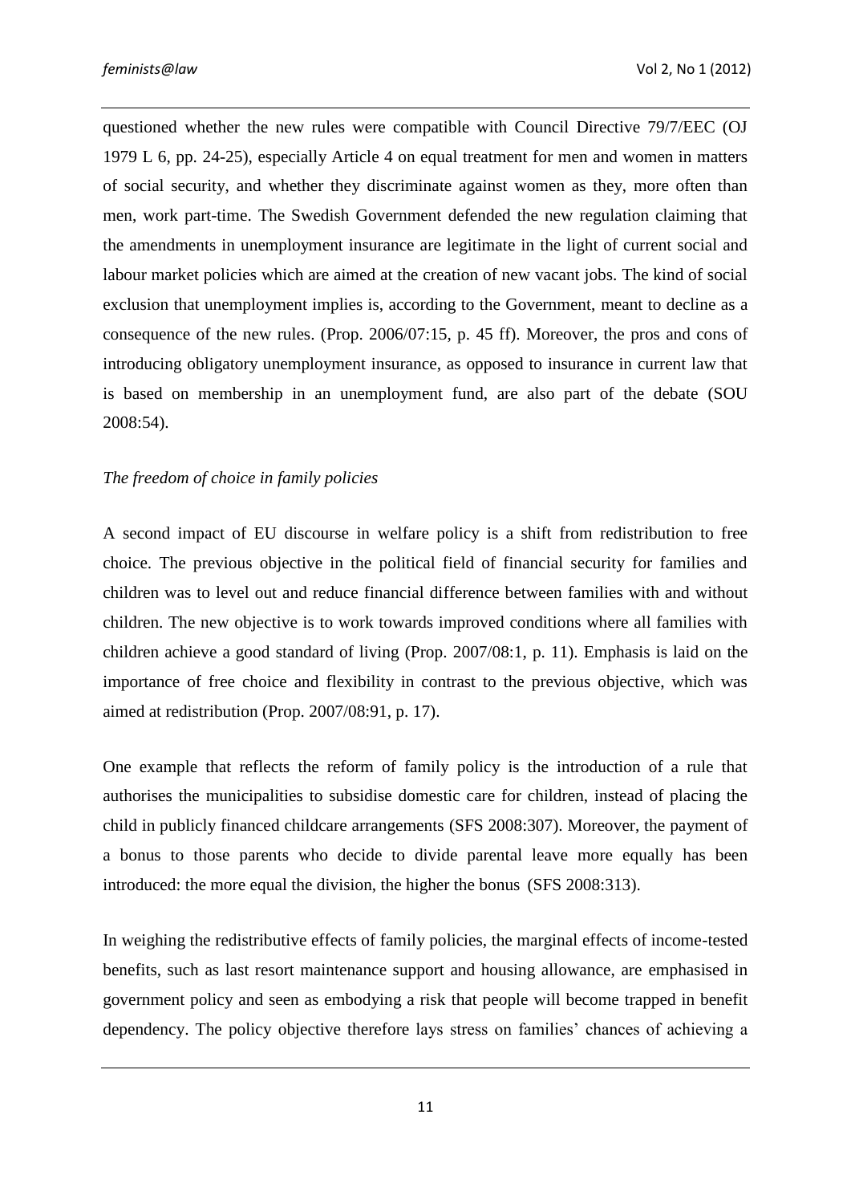questioned whether the new rules were compatible with Council Directive 79/7/EEC (OJ 1979 L 6, pp. 24-25), especially Article 4 on equal treatment for men and women in matters of social security, and whether they discriminate against women as they, more often than men, work part-time. The Swedish Government defended the new regulation claiming that the amendments in unemployment insurance are legitimate in the light of current social and labour market policies which are aimed at the creation of new vacant jobs. The kind of social exclusion that unemployment implies is, according to the Government, meant to decline as a consequence of the new rules. (Prop. 2006/07:15, p. 45 ff). Moreover, the pros and cons of introducing obligatory unemployment insurance, as opposed to insurance in current law that is based on membership in an unemployment fund, are also part of the debate (SOU 2008:54).

*The freedom of choice in family policies*

A second impact of EU discourse in welfare policy is a shift from redistribution to free choice. The previous objective in the political field of financial security for families and children was to level out and reduce financial difference between families with and without children. The new objective is to work towards improved conditions where all families with children achieve a good standard of living (Prop. 2007/08:1, p. 11). Emphasis is laid on the importance of free choice and flexibility in contrast to the previous objective, which was aimed at redistribution (Prop. 2007/08:91, p. 17).

One example that reflects the reform of family policy is the introduction of a rule that authorises the municipalities to subsidise domestic care for children, instead of placing the child in publicly financed childcare arrangements (SFS 2008:307). Moreover, the payment of a bonus to those parents who decide to divide parental leave more equally has been introduced: the more equal the division, the higher the bonus (SFS 2008:313).

In weighing the redistributive effects of family policies, the marginal effects of income-tested benefits, such as last resort maintenance support and housing allowance, are emphasised in government policy and seen as embodying a risk that people will become trapped in benefit dependency. The policy objective therefore lays stress on families' chances of achieving a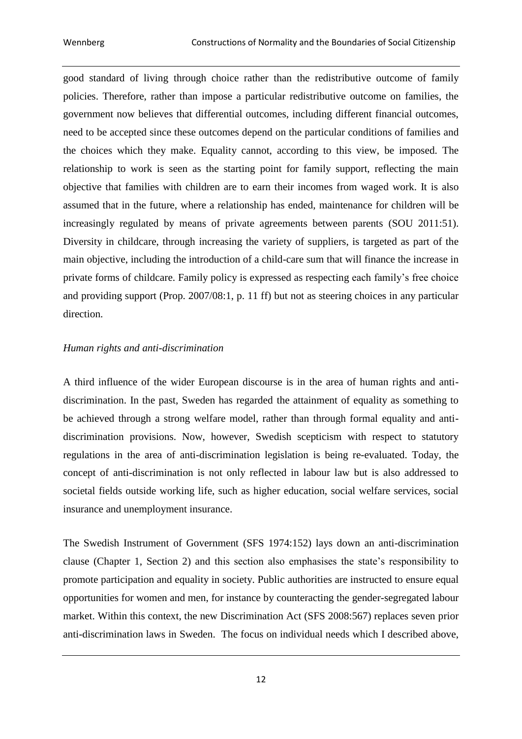good standard of living through choice rather than the redistributive outcome of family policies. Therefore, rather than impose a particular redistributive outcome on families, the government now believes that differential outcomes, including different financial outcomes, need to be accepted since these outcomes depend on the particular conditions of families and the choices which they make. Equality cannot, according to this view, be imposed. The relationship to work is seen as the starting point for family support, reflecting the main objective that families with children are to earn their incomes from waged work. It is also assumed that in the future, where a relationship has ended, maintenance for children will be increasingly regulated by means of private agreements between parents (SOU 2011:51). Diversity in childcare, through increasing the variety of suppliers, is targeted as part of the main objective, including the introduction of a child-care sum that will finance the increase in private forms of childcare. Family policy is expressed as respecting each family's free choice and providing support (Prop. 2007/08:1, p. 11 ff) but not as steering choices in any particular direction.

*Human rights and anti-discrimination*

A third influence of the wider European discourse is in the area of human rights and anti-discrimination. In the past, Sweden has regarded the attainment of equality as something to be achieved through a strong welfare model, rather than through formal equality and anti-discrimination provisions. Now, however, Swedish scepticism with respect to statutory regulations in the area of anti-discrimination legislation is being re-evaluated. Today, the concept of anti-discrimination is not only reflected in labour law but is also addressed to societal fields outside working life, such as higher education, social welfare services, social insurance and unemployment insurance.

The Swedish Instrument of Government (SFS 1974:152) lays down an anti-discrimination clause (Chapter 1, Section 2) and this section also emphasises the state's responsibility to promote participation and equality in society. Public authorities are instructed to ensure equal opportunities for women and men, for instance by counteracting the gender-segregated labour market. Within this context, the new Discrimination Act (SFS 2008:567) replaces seven prior anti-discrimination laws in Sweden. The focus on individual needs which I described above,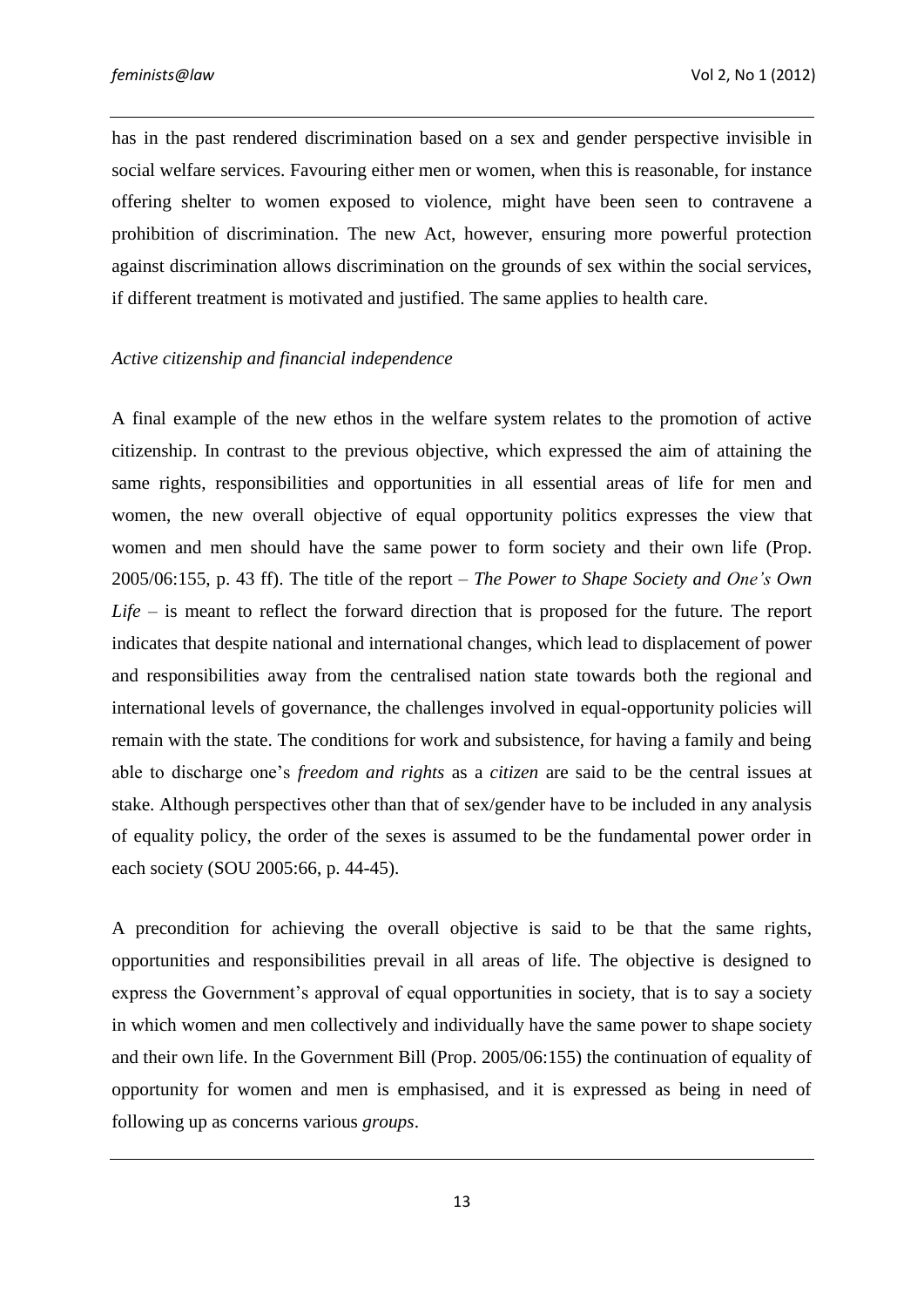has in the past rendered discrimination based on a sex and gender perspective invisible in social welfare services. Favouring either men or women, when this is reasonable, for instance offering shelter to women exposed to violence, might have been seen to contravene a prohibition of discrimination. The new Act, however, ensuring more powerful protection against discrimination allows discrimination on the grounds of sex within the social services, if different treatment is motivated and justified. The same applies to health care.

*Active citizenship and financial independence*

A final example of the new ethos in the welfare system relates to the promotion of active citizenship. In contrast to the previous objective, which expressed the aim of attaining the same rights, responsibilities and opportunities in all essential areas of life for men and women, the new overall objective of equal opportunity politics expresses the view that women and men should have the same power to form society and their own life (Prop. 2005/06:155, p. 43 ff). The title of the report – *The Power to Shape Society and One's Own Life* – is meant to reflect the forward direction that is proposed for the future. The report indicates that despite national and international changes, which lead to displacement of power and responsibilities away from the centralised nation state towards both the regional and international levels of governance, the challenges involved in equal-opportunity policies will remain with the state. The conditions for work and subsistence, for having a family and being able to discharge one's *freedom and rights* as a *citizen* are said to be the central issues at stake. Although perspectives other than that of sex/gender have to be included in any analysis of equality policy, the order of the sexes is assumed to be the fundamental power order in each society (SOU 2005:66, p. 44-45).

A precondition for achieving the overall objective is said to be that the same rights, opportunities and responsibilities prevail in all areas of life. The objective is designed to express the Government's approval of equal opportunities in society, that is to say a society in which women and men collectively and individually have the same power to shape society and their own life. In the Government Bill (Prop. 2005/06:155) the continuation of equality of opportunity for women and men is emphasised, and it is expressed as being in need of following up as concerns various *groups*.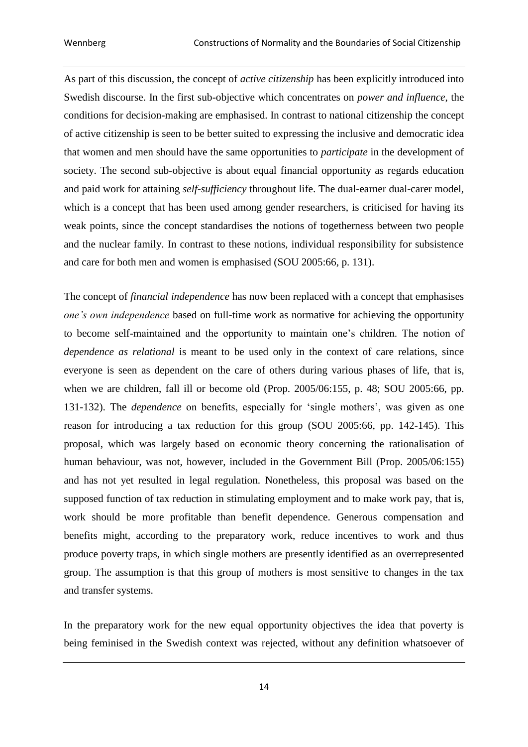As part of this discussion, the concept of *active citizenship* has been explicitly introduced into Swedish discourse. In the first sub-objective which concentrates on *power and influence*, the conditions for decision-making are emphasised. In contrast to national citizenship the concept of active citizenship is seen to be better suited to expressing the inclusive and democratic idea that women and men should have the same opportunities to *participate* in the development of society. The second sub-objective is about equal financial opportunity as regards education and paid work for attaining *self-sufficiency* throughout life. The dual-earner dual-carer model, which is a concept that has been used among gender researchers, is criticised for having its weak points, since the concept standardises the notions of togetherness between two people and the nuclear family. In contrast to these notions, individual responsibility for subsistence and care for both men and women is emphasised (SOU 2005:66, p. 131).

The concept of *financial independence* has now been replaced with a concept that emphasises *one's own independence* based on full-time work as normative for achieving the opportunity to become self-maintained and the opportunity to maintain one's children. The notion of *dependence as relational* is meant to be used only in the context of care relations, since everyone is seen as dependent on the care of others during various phases of life, that is, when we are children, fall ill or become old (Prop. 2005/06:155, p. 48; SOU 2005:66, pp. 131-132). The *dependence* on benefits, especially for 'single mothers', was given as one reason for introducing a tax reduction for this group (SOU 2005:66, pp. 142-145). This proposal, which was largely based on economic theory concerning the rationalisation of human behaviour, was not, however, included in the Government Bill (Prop. 2005/06:155) and has not yet resulted in legal regulation. Nonetheless, this proposal was based on the supposed function of tax reduction in stimulating employment and to make work pay, that is, work should be more profitable than benefit dependence. Generous compensation and benefits might, according to the preparatory work, reduce incentives to work and thus produce poverty traps, in which single mothers are presently identified as an overrepresented group. The assumption is that this group of mothers is most sensitive to changes in the tax and transfer systems.

In the preparatory work for the new equal opportunity objectives the idea that poverty is being feminised in the Swedish context was rejected, without any definition whatsoever of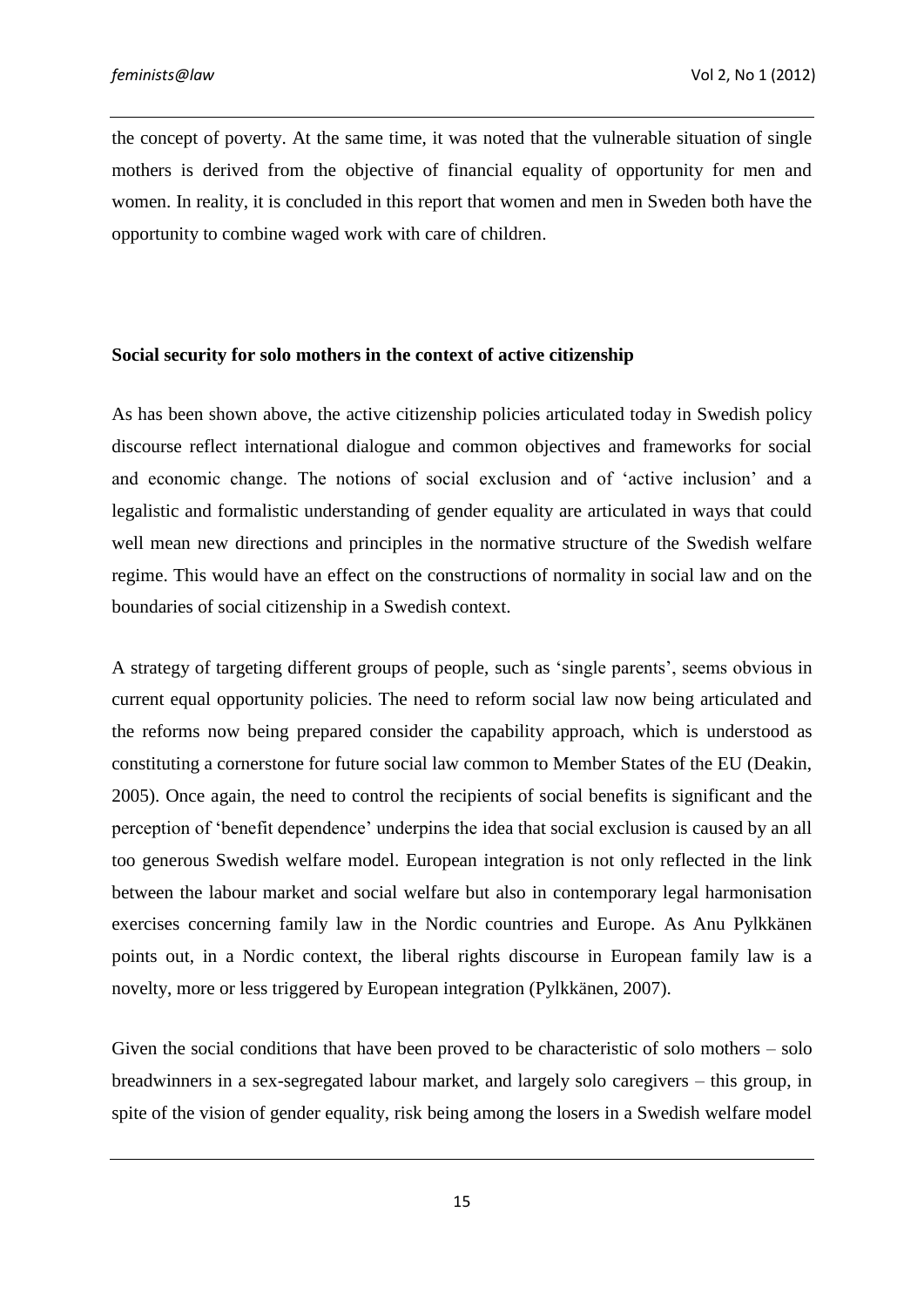the concept of poverty. At the same time, it was noted that the vulnerable situation of single mothers is derived from the objective of financial equality of opportunity for men and women. In reality, it is concluded in this report that women and men in Sweden both have the opportunity to combine waged work with care of children.

**Social security for solo mothers in the context of active citizenship**

As has been shown above, the active citizenship policies articulated today in Swedish policy discourse reflect international dialogue and common objectives and frameworks for social and economic change. The notions of social exclusion and of 'active inclusion' and a legalistic and formalistic understanding of gender equality are articulated in ways that could well mean new directions and principles in the normative structure of the Swedish welfare regime. This would have an effect on the constructions of normality in social law and on the boundaries of social citizenship in a Swedish context.

A strategy of targeting different groups of people, such as 'single parents', seems obvious in current equal opportunity policies. The need to reform social law now being articulated and the reforms now being prepared consider the capability approach, which is understood as constituting a cornerstone for future social law common to Member States of the EU (Deakin, 2005). Once again, the need to control the recipients of social benefits is significant and the perception of 'benefit dependence' underpins the idea that social exclusion is caused by an all too generous Swedish welfare model. European integration is not only reflected in the link between the labour market and social welfare but also in contemporary legal harmonisation exercises concerning family law in the Nordic countries and Europe. As Anu Pylkkänen points out, in a Nordic context, the liberal rights discourse in European family law is a novelty, more or less triggered by European integration (Pylkkänen, 2007).

Given the social conditions that have been proved to be characteristic of solo mothers – solo breadwinners in a sex-segregated labour market, and largely solo caregivers – this group, in spite of the vision of gender equality, risk being among the losers in a Swedish welfare model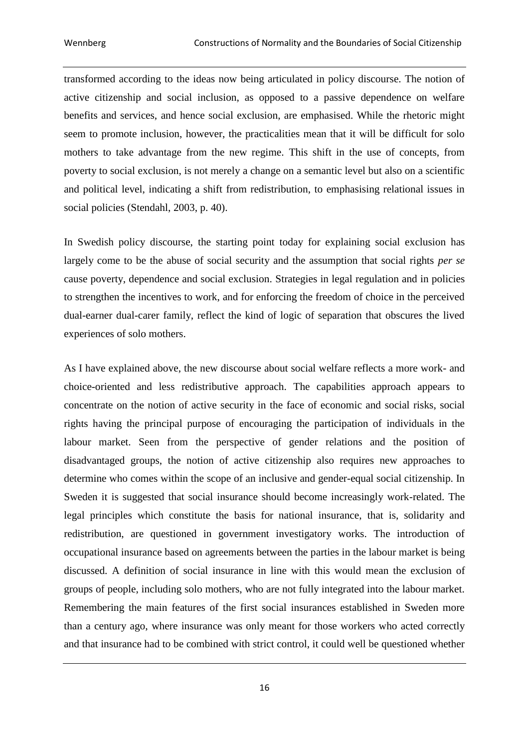transformed according to the ideas now being articulated in policy discourse. The notion of active citizenship and social inclusion, as opposed to a passive dependence on welfare benefits and services, and hence social exclusion, are emphasised. While the rhetoric might seem to promote inclusion, however, the practicalities mean that it will be difficult for solo mothers to take advantage from the new regime. This shift in the use of concepts, from poverty to social exclusion, is not merely a change on a semantic level but also on a scientific and political level, indicating a shift from redistribution, to emphasising relational issues in social policies (Stendahl, 2003, p. 40).

In Swedish policy discourse, the starting point today for explaining social exclusion has largely come to be the abuse of social security and the assumption that social rights *per se* cause poverty, dependence and social exclusion. Strategies in legal regulation and in policies to strengthen the incentives to work, and for enforcing the freedom of choice in the perceived dual-earner dual-carer family, reflect the kind of logic of separation that obscures the lived experiences of solo mothers.

As I have explained above, the new discourse about social welfare reflects a more work- and choice-oriented and less redistributive approach. The capabilities approach appears to concentrate on the notion of active security in the face of economic and social risks, social rights having the principal purpose of encouraging the participation of individuals in the labour market. Seen from the perspective of gender relations and the position of disadvantaged groups, the notion of active citizenship also requires new approaches to determine who comes within the scope of an inclusive and gender-equal social citizenship. In Sweden it is suggested that social insurance should become increasingly work-related. The legal principles which constitute the basis for national insurance, that is, solidarity and redistribution, are questioned in government investigatory works. The introduction of occupational insurance based on agreements between the parties in the labour market is being discussed. A definition of social insurance in line with this would mean the exclusion of groups of people, including solo mothers, who are not fully integrated into the labour market. Remembering the main features of the first social insurances established in Sweden more than a century ago, where insurance was only meant for those workers who acted correctly and that insurance had to be combined with strict control, it could well be questioned whether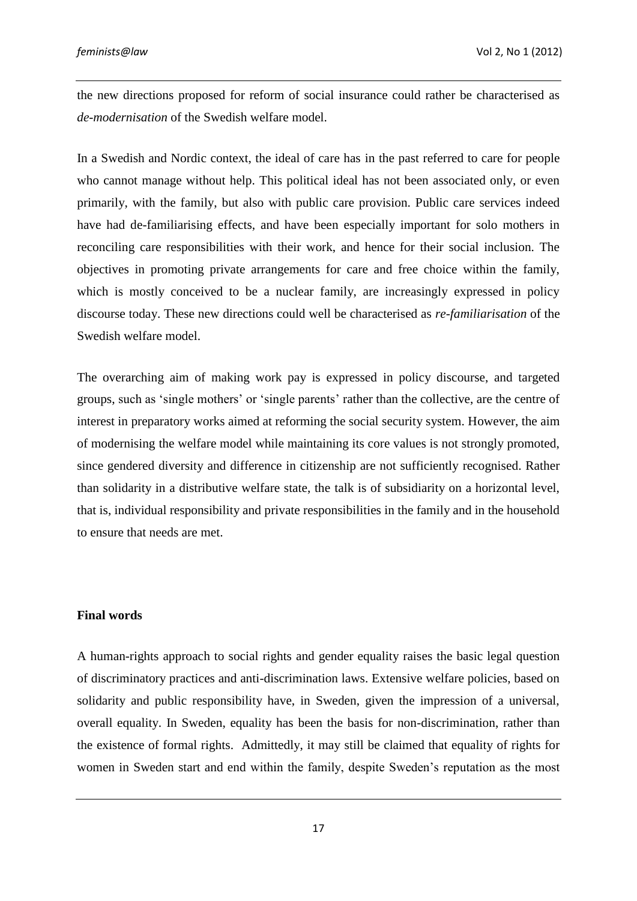the new directions proposed for reform of social insurance could rather be characterised as *de-modernisation* of the Swedish welfare model.

In a Swedish and Nordic context, the ideal of care has in the past referred to care for people who cannot manage without help. This political ideal has not been associated only, or even primarily, with the family, but also with public care provision. Public care services indeed have had de-familiarising effects, and have been especially important for solo mothers in reconciling care responsibilities with their work, and hence for their social inclusion. The objectives in promoting private arrangements for care and free choice within the family, which is mostly conceived to be a nuclear family, are increasingly expressed in policy discourse today. These new directions could well be characterised as *re-familiarisation* of the Swedish welfare model.

The overarching aim of making work pay is expressed in policy discourse, and targeted groups, such as 'single mothers' or 'single parents' rather than the collective, are the centre of interest in preparatory works aimed at reforming the social security system. However, the aim of modernising the welfare model while maintaining its core values is not strongly promoted, since gendered diversity and difference in citizenship are not sufficiently recognised. Rather than solidarity in a distributive welfare state, the talk is of subsidiarity on a horizontal level, that is, individual responsibility and private responsibilities in the family and in the household to ensure that needs are met.

## Final words

A human-rights approach to social rights and gender equality raises the basic legal question of discriminatory practices and anti-discrimination laws. Extensive welfare policies, based on solidarity and public responsibility have, in Sweden, given the impression of a universal, overall equality. In Sweden, equality has been the basis for non-discrimination, rather than the existence of formal rights. Admittedly, it may still be claimed that equality of rights for women in Sweden start and end within the family, despite Sweden's reputation as the most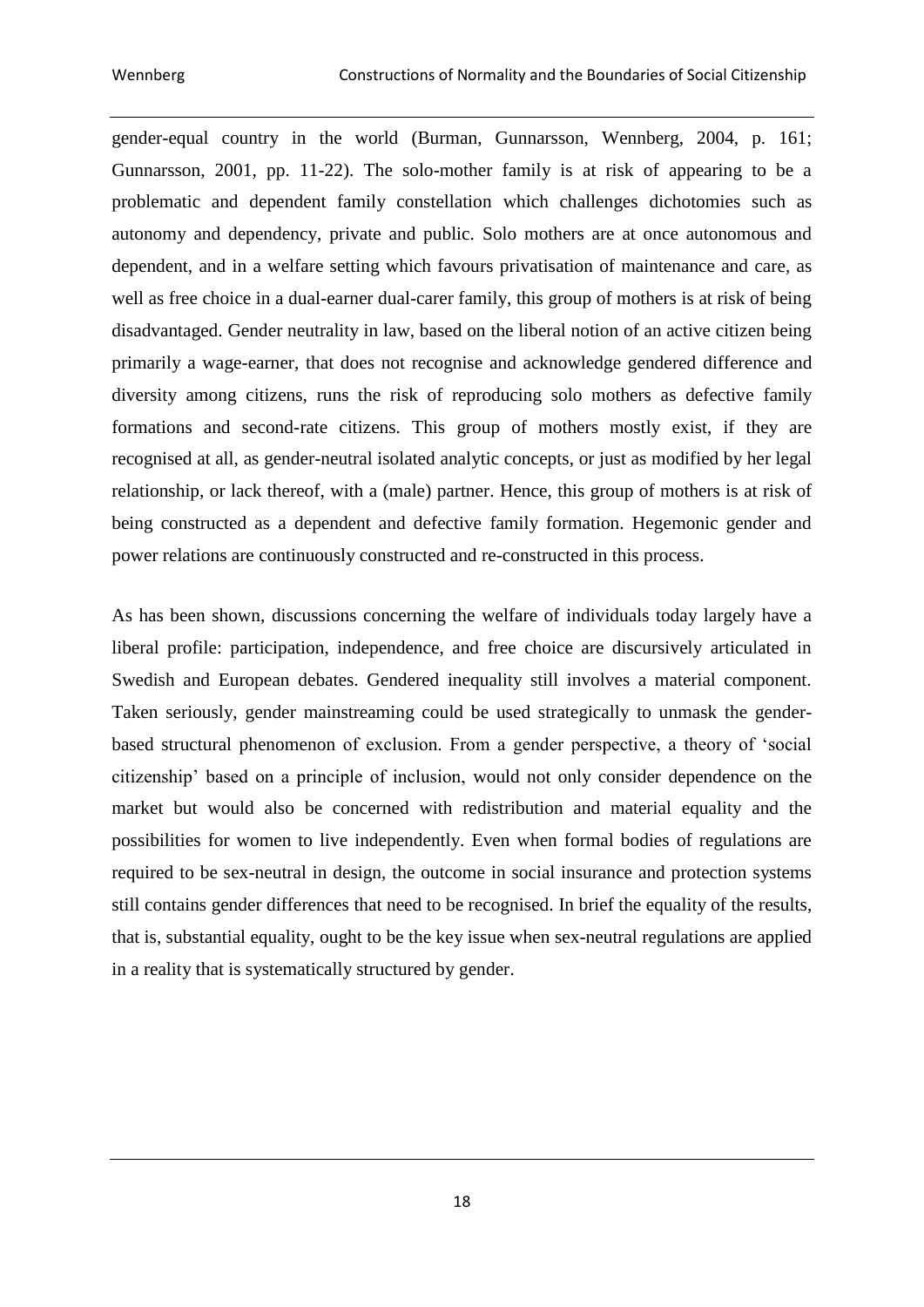gender-equal country in the world (Burman, Gunnarsson, Wennberg, 2004, p. 161; Gunnarsson, 2001, pp. 11-22). The solo-mother family is at risk of appearing to be a problematic and dependent family constellation which challenges dichotomies such as autonomy and dependency, private and public. Solo mothers are at once autonomous and dependent, and in a welfare setting which favours privatisation of maintenance and care, as well as free choice in a dual-earner dual-carer family, this group of mothers is at risk of being disadvantaged. Gender neutrality in law, based on the liberal notion of an active citizen being primarily a wage-earner, that does not recognise and acknowledge gendered difference and diversity among citizens, runs the risk of reproducing solo mothers as defective family formations and second-rate citizens. This group of mothers mostly exist, if they are recognised at all, as gender-neutral isolated analytic concepts, or just as modified by her legal relationship, or lack thereof, with a (male) partner. Hence, this group of mothers is at risk of being constructed as a dependent and defective family formation. Hegemonic gender and power relations are continuously constructed and re-constructed in this process.

As has been shown, discussions concerning the welfare of individuals today largely have a liberal profile: participation, independence, and free choice are discursively articulated in Swedish and European debates. Gendered inequality still involves a material component. Taken seriously, gender mainstreaming could be used strategically to unmask the gender-based structural phenomenon of exclusion. From a gender perspective, a theory of 'social citizenship' based on a principle of inclusion, would not only consider dependence on the market but would also be concerned with redistribution and material equality and the possibilities for women to live independently. Even when formal bodies of regulations are required to be sex-neutral in design, the outcome in social insurance and protection systems still contains gender differences that need to be recognised. In brief the equality of the results, that is, substantial equality, ought to be the key issue when sex-neutral regulations are applied in a reality that is systematically structured by gender.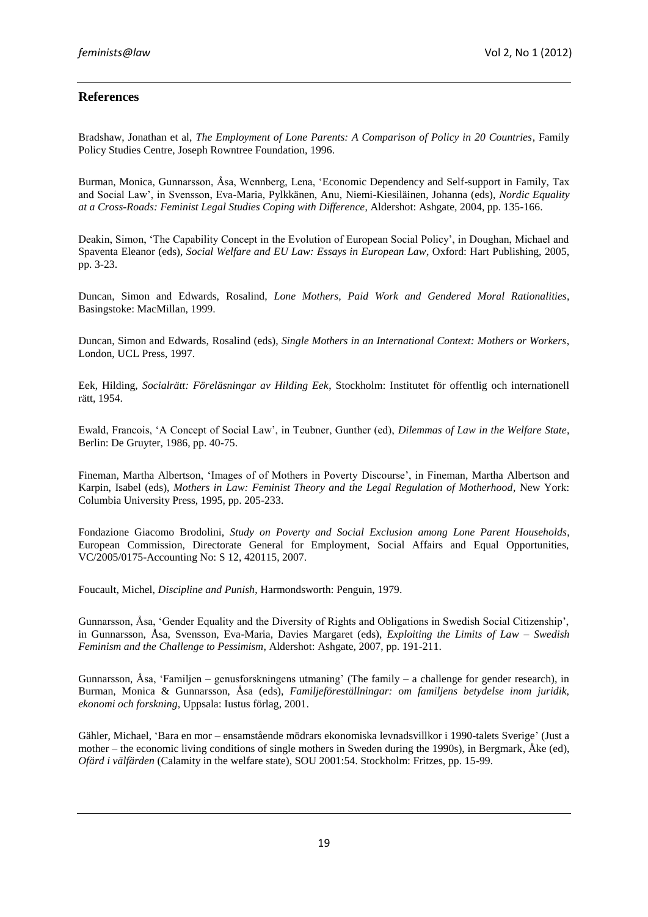## References

Bradshaw, Jonathan et al, *The Employment of Lone Parents: A Comparison of Policy in 20 Countries*, Family Policy Studies Centre, Joseph Rowntree Foundation, 1996.

Burman, Monica, Gunnarsson, Åsa, Wennberg, Lena, 'Economic Dependency and Self-support in Family, Tax and Social Law', in Svensson, Eva-Maria, Pylkkänen, Anu, Niemi-Kiesiläinen, Johanna (eds), *Nordic Equality at a Cross-Roads: Feminist Legal Studies Coping with Difference*, Aldershot: Ashgate, 2004, pp. 135-166.

Deakin, Simon, 'The Capability Concept in the Evolution of European Social Policy', in Doughan, Michael and Spaventa Eleanor (eds), *Social Welfare and EU Law: Essays in European Law*, Oxford: Hart Publishing, 2005, pp. 3-23.

Duncan, Simon and Edwards, Rosalind, *Lone Mothers, Paid Work and Gendered Moral Rationalities*, Basingstoke: MacMillan, 1999.

Duncan, Simon and Edwards, Rosalind (eds), *Single Mothers in an International Context: Mothers or Workers*, London, UCL Press, 1997.

Eek, Hilding, *Socialrätt: Föreläsningar av Hilding Eek*, Stockholm: Institutet för offentlig och internationell rätt, 1954.

Ewald, Francois, 'A Concept of Social Law', in Teubner, Gunther (ed), *Dilemmas of Law in the Welfare State*, Berlin: De Gruyter, 1986, pp. 40-75.

Fineman, Martha Albertson, 'Images of of Mothers in Poverty Discourse', in Fineman, Martha Albertson and Karpin, Isabel (eds), *Mothers in Law: Feminist Theory and the Legal Regulation of Motherhood*, New York: Columbia University Press, 1995, pp. 205-233.

Fondazione Giacomo Brodolini, *Study on Poverty and Social Exclusion among Lone Parent Households*, European Commission, Directorate General for Employment, Social Affairs and Equal Opportunities, VC/2005/0175-Accounting No: S 12, 420115, 2007.

Foucault, Michel, *Discipline and Punish*, Harmondsworth: Penguin, 1979.

Gunnarsson, Åsa, 'Gender Equality and the Diversity of Rights and Obligations in Swedish Social Citizenship', in Gunnarsson, Åsa, Svensson, Eva-Maria, Davies Margaret (eds), *Exploiting the Limits of Law – Swedish Feminism and the Challenge to Pessimism*, Aldershot: Ashgate, 2007, pp. 191-211.

Gunnarsson, Åsa, 'Familjen – genusforskningens utmaning' (The family – a challenge for gender research), in Burman, Monica & Gunnarsson, Åsa (eds), *Familjeföreställningar: om familjens betydelse inom juridik, ekonomi och forskning*, Uppsala: Iustus förlag, 2001.

Gähler, Michael, 'Bara en mor – ensamstående mödrars ekonomiska levnadsvillkor i 1990-talets Sverige' (Just a mother – the economic living conditions of single mothers in Sweden during the 1990s), in Bergmark, Åke (ed), *Ofärd i välfärden* (Calamity in the welfare state), SOU 2001:54. Stockholm: Fritzes, pp. 15-99.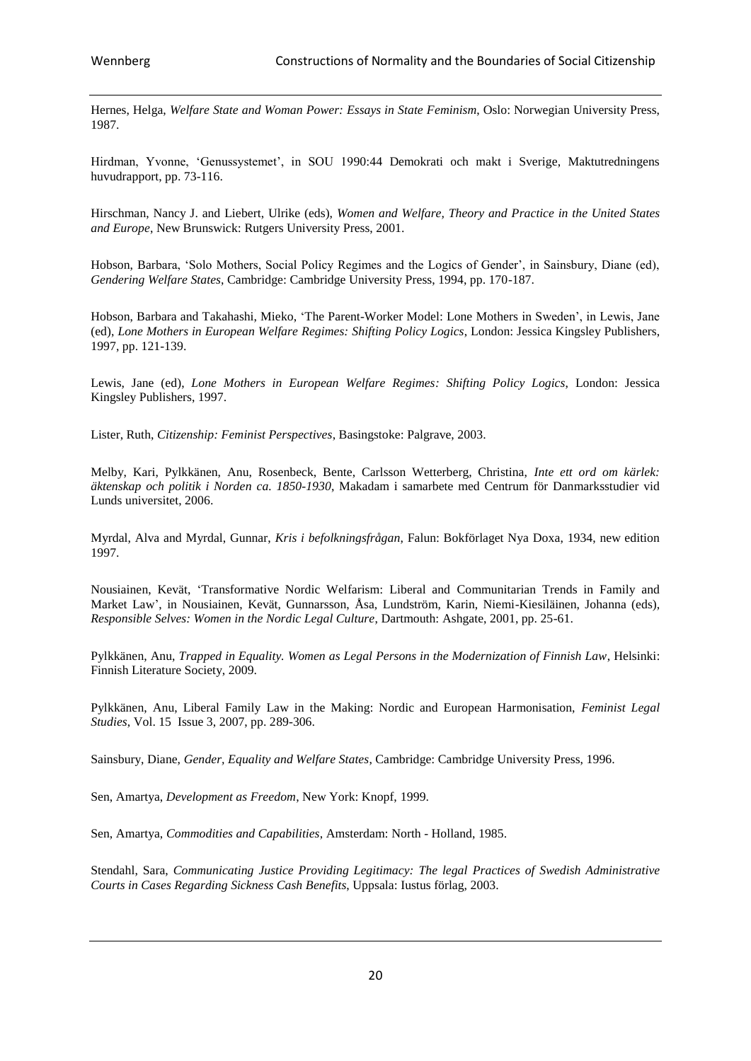Hernes, Helga, *Welfare State and Woman Power: Essays in State Feminism*, Oslo: Norwegian University Press, 1987.

Hirdman, Yvonne, 'Genussystemet', in SOU 1990:44 Demokrati och makt i Sverige, Maktutredningens huvudrapport, pp. 73-116.

Hirschman, Nancy J. and Liebert, Ulrike (eds), *Women and Welfare, Theory and Practice in the United States and Europe*, New Brunswick: Rutgers University Press, 2001.

Hobson, Barbara, 'Solo Mothers, Social Policy Regimes and the Logics of Gender', in Sainsbury, Diane (ed), *Gendering Welfare States*, Cambridge: Cambridge University Press, 1994, pp. 170-187.

Hobson, Barbara and Takahashi, Mieko, 'The Parent-Worker Model: Lone Mothers in Sweden', in Lewis, Jane (ed), *Lone Mothers in European Welfare Regimes: Shifting Policy Logics*, London: Jessica Kingsley Publishers, 1997, pp. 121-139.

Lewis, Jane (ed), *Lone Mothers in European Welfare Regimes: Shifting Policy Logics*, London: Jessica Kingsley Publishers, 1997.

Lister, Ruth, *Citizenship: Feminist Perspectives*, Basingstoke: Palgrave, 2003.

Melby, Kari, Pylkkänen, Anu, Rosenbeck, Bente, Carlsson Wetterberg, Christina, *Inte ett ord om kärlek: äktenskap och politik i Norden ca. 1850-1930*, Makadam i samarbete med Centrum för Danmarksstudier vid Lunds universitet, 2006.

Myrdal, Alva and Myrdal, Gunnar, *Kris i befolkningsfrågan*, Falun: Bokförlaget Nya Doxa, 1934, new edition 1997.

Nousiainen, Kevät, 'Transformative Nordic Welfarism: Liberal and Communitarian Trends in Family and Market Law', in Nousiainen, Kevät, Gunnarsson, Åsa, Lundström, Karin, Niemi-Kiesiläinen, Johanna (eds), *Responsible Selves: Women in the Nordic Legal Culture*, Dartmouth: Ashgate, 2001, pp. 25-61.

Pylkkänen, Anu, *Trapped in Equality. Women as Legal Persons in the Modernization of Finnish Law*, Helsinki: Finnish Literature Society, 2009.

Pylkkänen, Anu, Liberal Family Law in the Making: Nordic and European Harmonisation, *Feminist Legal Studies*, Vol. 15 Issue 3, 2007, pp. 289-306.

Sainsbury, Diane, *Gender, Equality and Welfare States*, Cambridge: Cambridge University Press, 1996.

Sen, Amartya, *Development as Freedom*, New York: Knopf, 1999.

Sen, Amartya, *Commodities and Capabilities*, Amsterdam: North - Holland, 1985.

Stendahl, Sara, *Communicating Justice Providing Legitimacy: The legal Practices of Swedish Administrative Courts in Cases Regarding Sickness Cash Benefits*, Uppsala: Iustus förlag, 2003.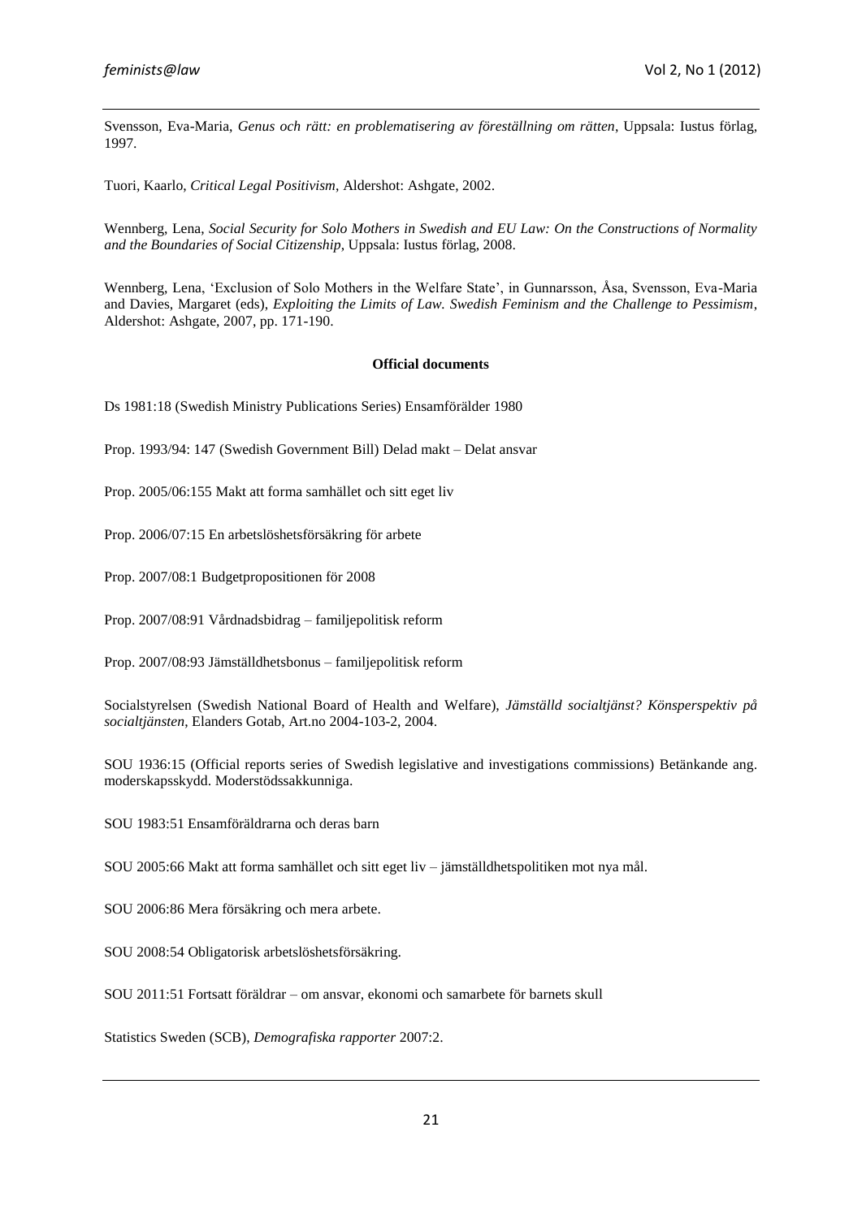Svensson, Eva-Maria, *Genus och rätt: en problematisering av föreställning om rätten*, Uppsala: Iustus förlag, 1997.

Tuori, Kaarlo, *Critical Legal Positivism*, Aldershot: Ashgate, 2002.

Wennberg, Lena, *Social Security for Solo Mothers in Swedish and EU Law: On the Constructions of Normality and the Boundaries of Social Citizenship*, Uppsala: Iustus förlag, 2008.

Wennberg, Lena, 'Exclusion of Solo Mothers in the Welfare State', in Gunnarsson, Åsa, Svensson, Eva-Maria and Davies, Margaret (eds), *Exploiting the Limits of Law. Swedish Feminism and the Challenge to Pessimism*, Aldershot: Ashgate, 2007, pp. 171-190.

**Official documents**

Ds 1981:18 (Swedish Ministry Publications Series) Ensamförälder 1980

Prop. 1993/94: 147 (Swedish Government Bill) Delad makt – Delat ansvar

Prop. 2005/06:155 Makt att forma samhället och sitt eget liv

Prop. 2006/07:15 En arbetslöshetsförsäkring för arbete

Prop. 2007/08:1 Budgetpropositionen för 2008

Prop. 2007/08:91 Vårdnadsbidrag – familjepolitisk reform

Prop. 2007/08:93 Jämställdhetsbonus – familjepolitisk reform

Socialstyrelsen (Swedish National Board of Health and Welfare), *Jämställd socialtjänst? Könsperspektiv på socialtjänsten*, Elanders Gotab, Art.no 2004-103-2, 2004.

SOU 1936:15 (Official reports series of Swedish legislative and investigations commissions) Betänkande ang. moderskapsskydd. Moderstödssakkunniga.

SOU 1983:51 Ensamföräldrarna och deras barn

SOU 2005:66 Makt att forma samhället och sitt eget liv – jämställdhetspolitiken mot nya mål.

SOU 2006:86 Mera försäkring och mera arbete.

SOU 2008:54 Obligatorisk arbetslöshetsförsäkring.

SOU 2011:51 Fortsatt föräldrar – om ansvar, ekonomi och samarbete för barnets skull

Statistics Sweden (SCB), *Demografiska rapporter* 2007:2.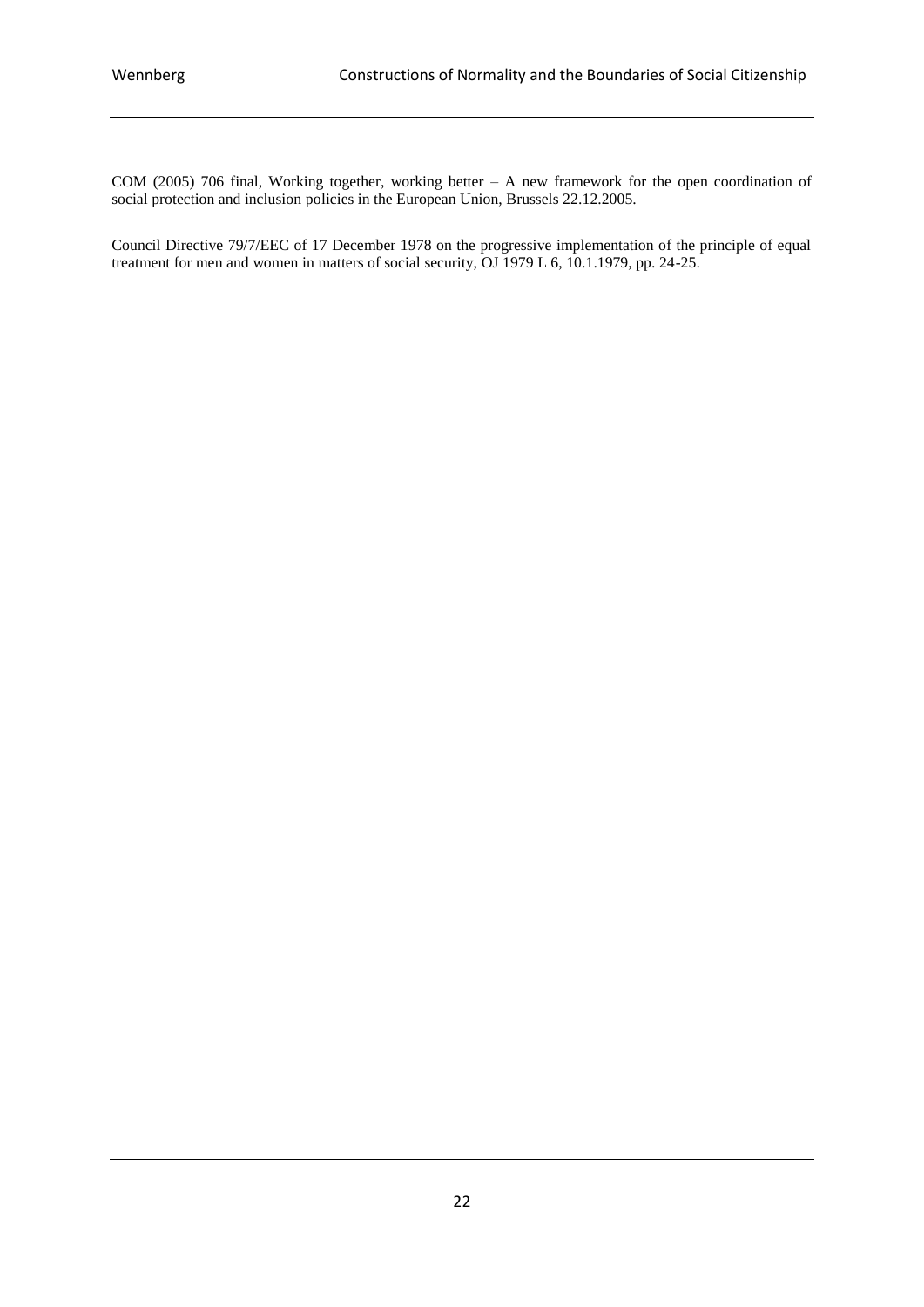COM (2005) 706 final, Working together, working better – A new framework for the open coordination of social protection and inclusion policies in the European Union, Brussels 22.12.2005.

Council Directive 79/7/EEC of 17 December 1978 on the progressive implementation of the principle of equal treatment for men and women in matters of social security, OJ 1979 L 6, 10.1.1979, pp. 24-25.